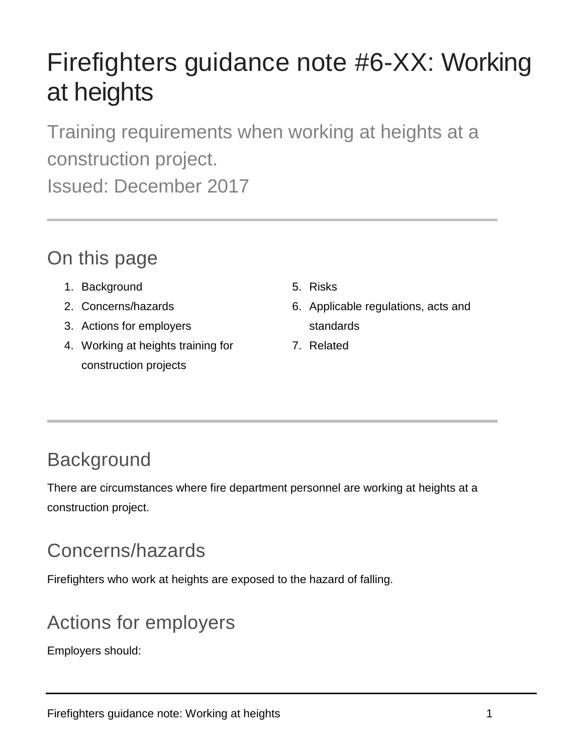# Firefighters guidance note #6-XX: Working at heights

Training requirements when working at heights at a construction project.

Issued: December 2017

## On this page

1. Background
2. Concerns/hazards
3. Actions for employers
4. Working at heights training for construction projects
5. Risks
6. Applicable regulations, acts and standards
7. Related

## Background

There are circumstances where fire department personnel are working at heights at a construction project.

## Concerns/hazards

Firefighters who work at heights are exposed to the hazard of falling.

## Actions for employers

Employers should: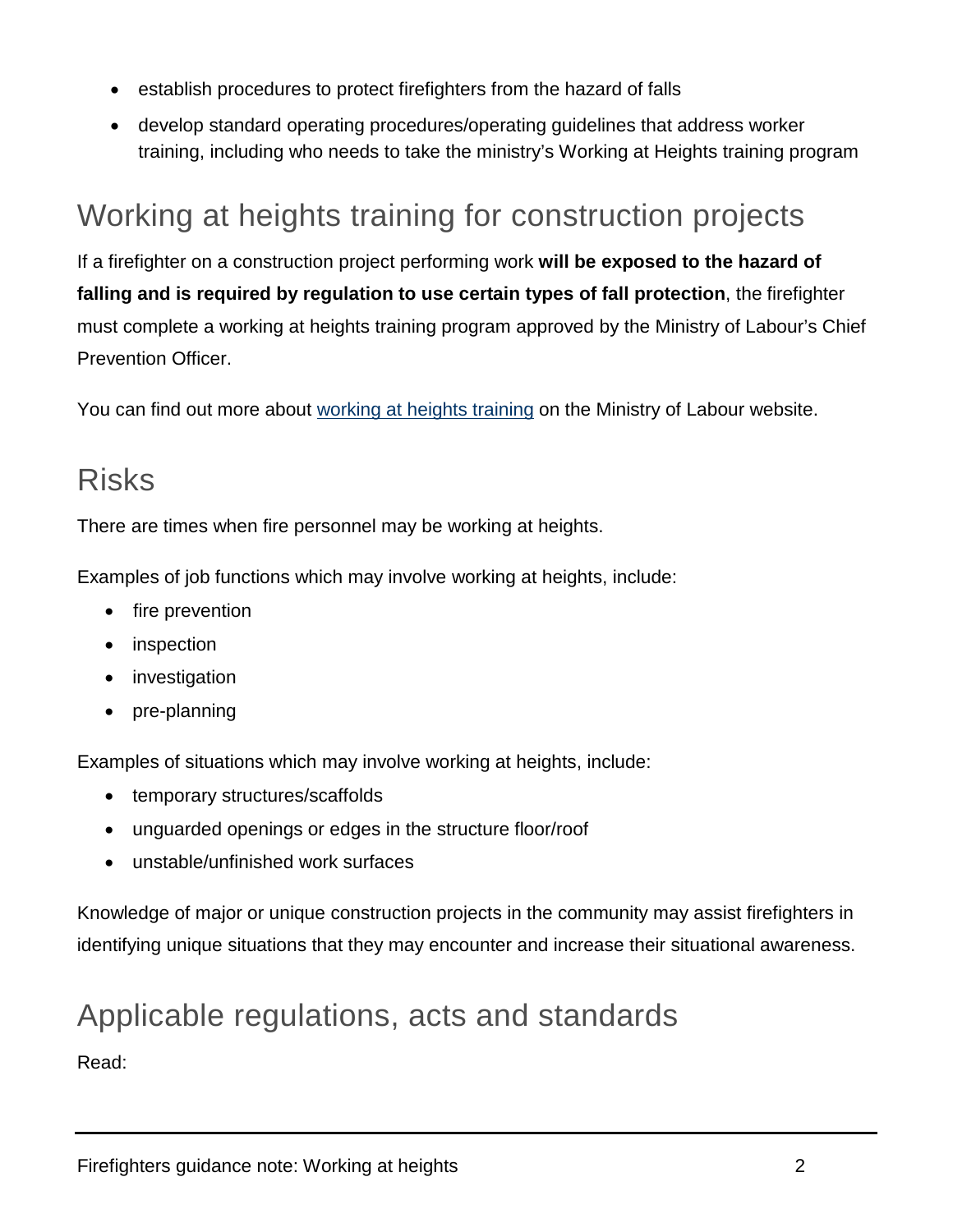- establish procedures to protect firefighters from the hazard of falls
- develop standard operating procedures/operating guidelines that address worker training, including who needs to take the ministry's Working at Heights training program

## Working at heights training for construction projects

If a firefighter on a construction project performing work **will be exposed to the hazard of falling and is required by regulation to use certain types of fall protection**, the firefighter must complete a working at heights training program approved by the Ministry of Labour's Chief Prevention Officer.

You can find out more about working at heights training on the Ministry of Labour website.

## Risks

There are times when fire personnel may be working at heights.

Examples of job functions which may involve working at heights, include:

- fire prevention
- inspection
- investigation
- pre-planning

Examples of situations which may involve working at heights, include:

- temporary structures/scaffolds
- unguarded openings or edges in the structure floor/roof
- unstable/unfinished work surfaces

Knowledge of major or unique construction projects in the community may assist firefighters in identifying unique situations that they may encounter and increase their situational awareness.

## Applicable regulations, acts and standards

Read: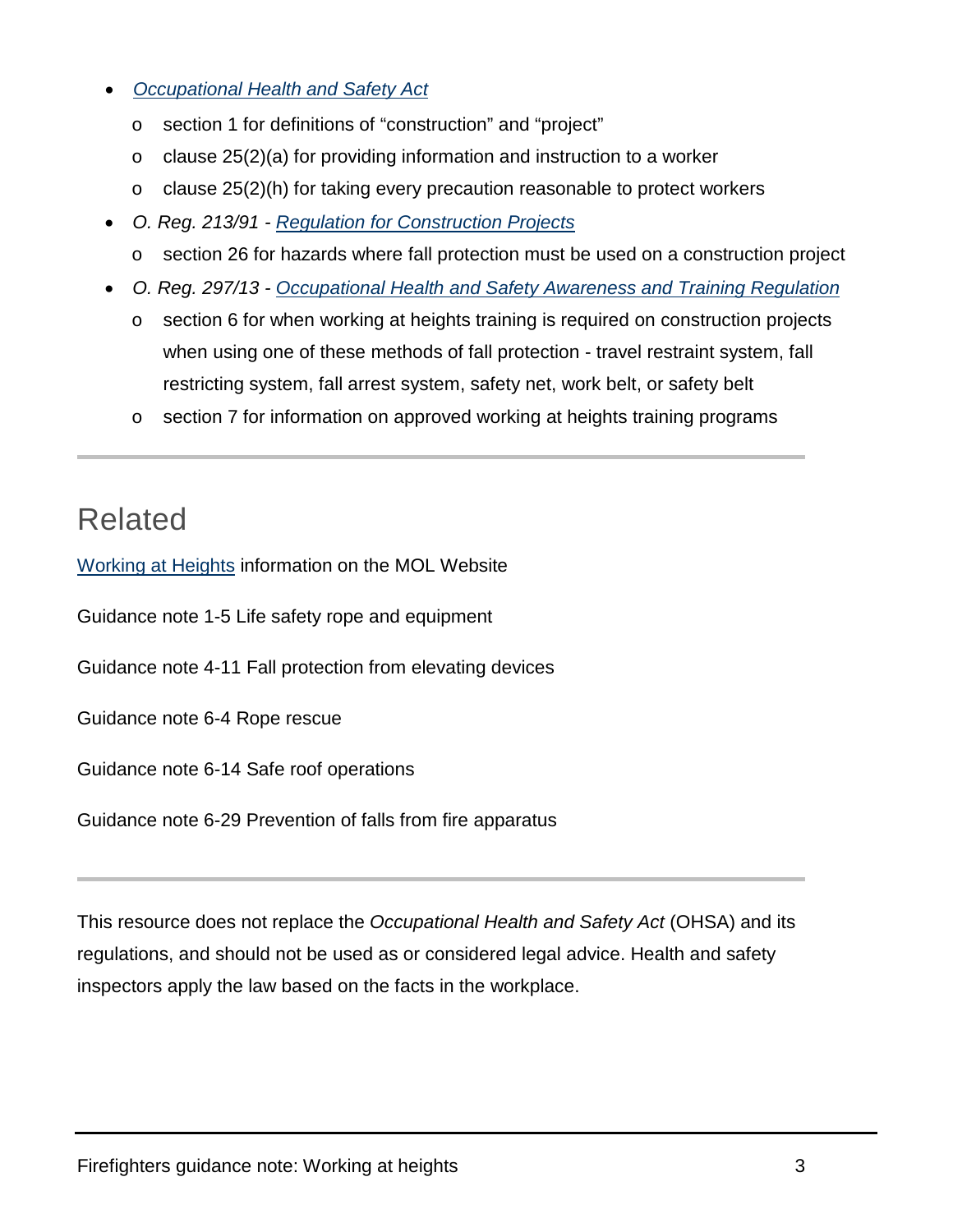- *Occupational Health and Safety Act*
  - section 1 for definitions of "construction" and "project"
  - clause 25(2)(a) for providing information and instruction to a worker
  - clause 25(2)(h) for taking every precaution reasonable to protect workers
- *O. Reg. 213/91 - Regulation for Construction Projects*
  - section 26 for hazards where fall protection must be used on a construction project
- *O. Reg. 297/13 - Occupational Health and Safety Awareness and Training Regulation*
  - section 6 for when working at heights training is required on construction projects when using one of these methods of fall protection - travel restraint system, fall restricting system, fall arrest system, safety net, work belt, or safety belt
  - section 7 for information on approved working at heights training programs

---

## Related

Working at Heights information on the MOL Website

Guidance note 1-5 Life safety rope and equipment

Guidance note 4-11 Fall protection from elevating devices

Guidance note 6-4 Rope rescue

Guidance note 6-14 Safe roof operations

Guidance note 6-29 Prevention of falls from fire apparatus

---

This resource does not replace the *Occupational Health and Safety Act* (OHSA) and its regulations, and should not be used as or considered legal advice. Health and safety inspectors apply the law based on the facts in the workplace.